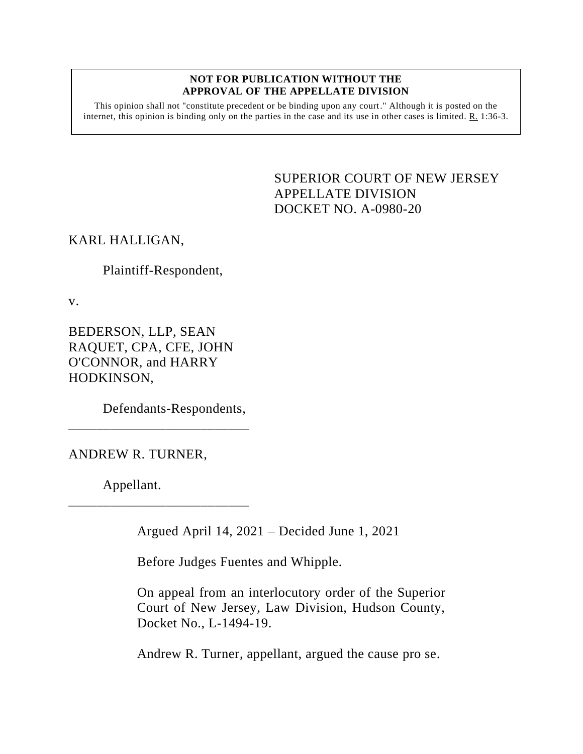**NOT FOR PUBLICATION WITHOUT THE APPROVAL OF THE APPELLATE DIVISION**

This opinion shall not "constitute precedent or be binding upon any court." Although it is posted on the internet, this opinion is binding only on the parties in the case and its use in other cases is limited. R. 1:36-3.

SUPERIOR COURT OF NEW JERSEY
APPELLATE DIVISION
DOCKET NO. A-0980-20

KARL HALLIGAN,

Plaintiff-Respondent,

v.

BEDERSON, LLP, SEAN RAQUET, CPA, CFE, JOHN O'CONNOR, and HARRY HODKINSON,

Defendants-Respondents,

\_\_\_\_\_\_\_\_\_\_\_\_\_\_\_\_\_\_\_\_\_\_\_\_\_\_

ANDREW R. TURNER,

Appellant.

\_\_\_\_\_\_\_\_\_\_\_\_\_\_\_\_\_\_\_\_\_\_\_\_\_\_

Argued April 14, 2021 – Decided June 1, 2021

Before Judges Fuentes and Whipple.

On appeal from an interlocutory order of the Superior Court of New Jersey, Law Division, Hudson County, Docket No., L-1494-19.

Andrew R. Turner, appellant, argued the cause pro se.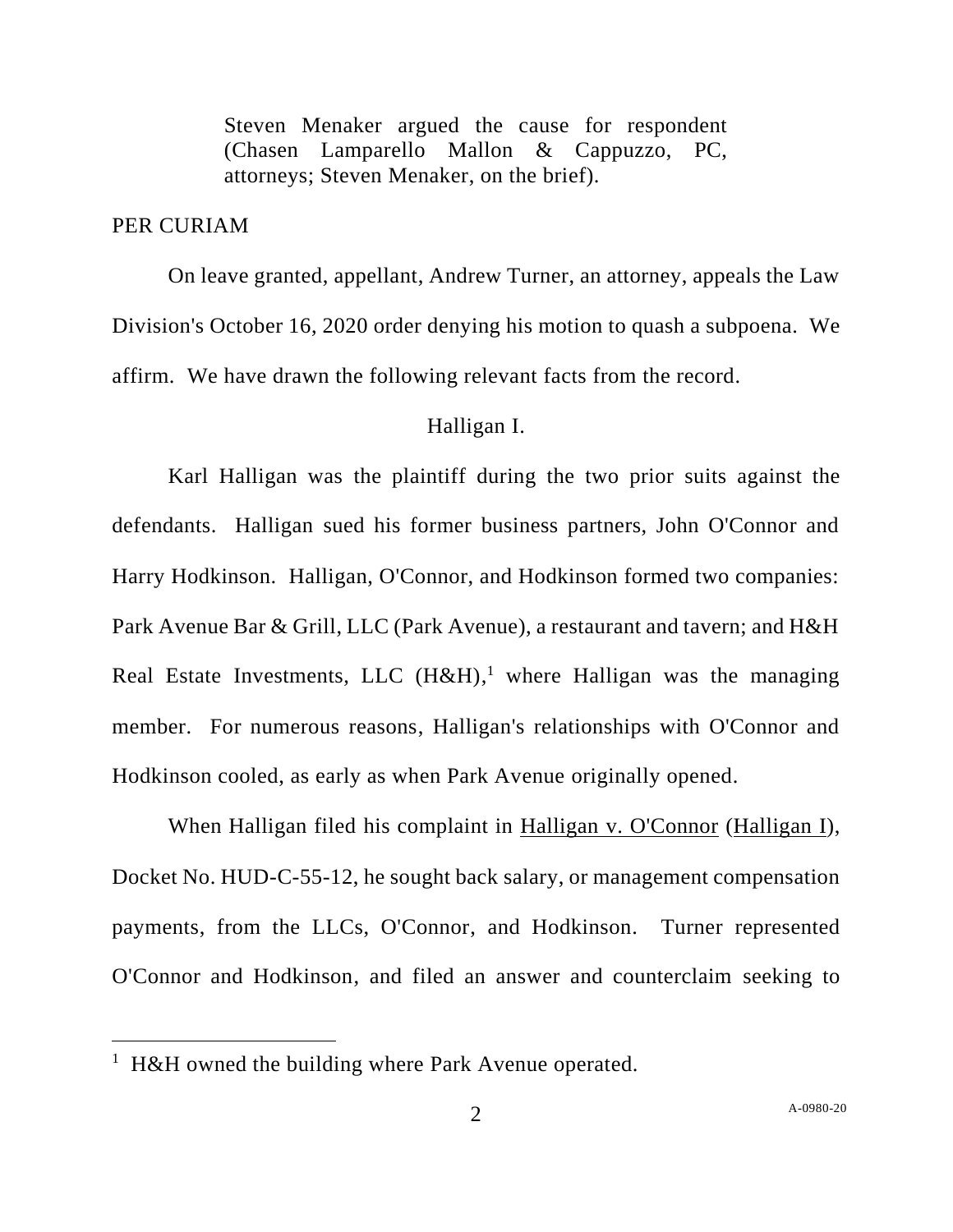Steven Menaker argued the cause for respondent (Chasen Lamparello Mallon & Cappuzzo, PC, attorneys; Steven Menaker, on the brief).

PER CURIAM

On leave granted, appellant, Andrew Turner, an attorney, appeals the Law Division's October 16, 2020 order denying his motion to quash a subpoena. We affirm. We have drawn the following relevant facts from the record.

## Halligan I.

Karl Halligan was the plaintiff during the two prior suits against the defendants. Halligan sued his former business partners, John O'Connor and Harry Hodkinson. Halligan, O'Connor, and Hodkinson formed two companies: Park Avenue Bar & Grill, LLC (Park Avenue), a restaurant and tavern; and H&H Real Estate Investments, LLC (H&H),[1] where Halligan was the managing member. For numerous reasons, Halligan's relationships with O'Connor and Hodkinson cooled, as early as when Park Avenue originally opened.

When Halligan filed his complaint in Halligan v. O'Connor (Halligan I), Docket No. HUD-C-55-12, he sought back salary, or management compensation payments, from the LLCs, O'Connor, and Hodkinson. Turner represented O'Connor and Hodkinson, and filed an answer and counterclaim seeking to

[1] H&H owned the building where Park Avenue operated.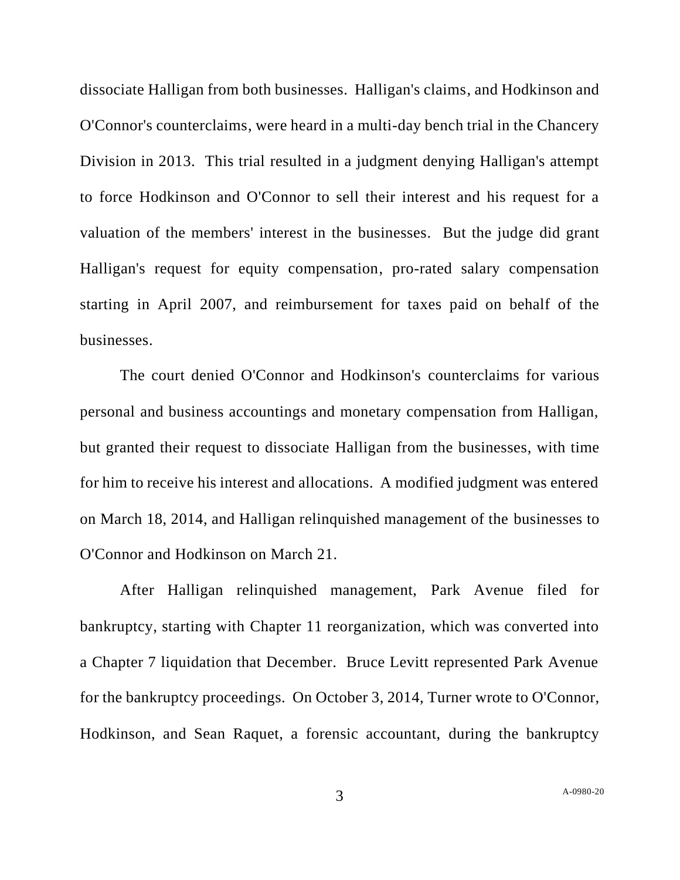dissociate Halligan from both businesses. Halligan's claims, and Hodkinson and O'Connor's counterclaims, were heard in a multi-day bench trial in the Chancery Division in 2013. This trial resulted in a judgment denying Halligan's attempt to force Hodkinson and O'Connor to sell their interest and his request for a valuation of the members' interest in the businesses. But the judge did grant Halligan's request for equity compensation, pro-rated salary compensation starting in April 2007, and reimbursement for taxes paid on behalf of the businesses.

The court denied O'Connor and Hodkinson's counterclaims for various personal and business accountings and monetary compensation from Halligan, but granted their request to dissociate Halligan from the businesses, with time for him to receive his interest and allocations. A modified judgment was entered on March 18, 2014, and Halligan relinquished management of the businesses to O'Connor and Hodkinson on March 21.

After Halligan relinquished management, Park Avenue filed for bankruptcy, starting with Chapter 11 reorganization, which was converted into a Chapter 7 liquidation that December. Bruce Levitt represented Park Avenue for the bankruptcy proceedings. On October 3, 2014, Turner wrote to O'Connor, Hodkinson, and Sean Raquet, a forensic accountant, during the bankruptcy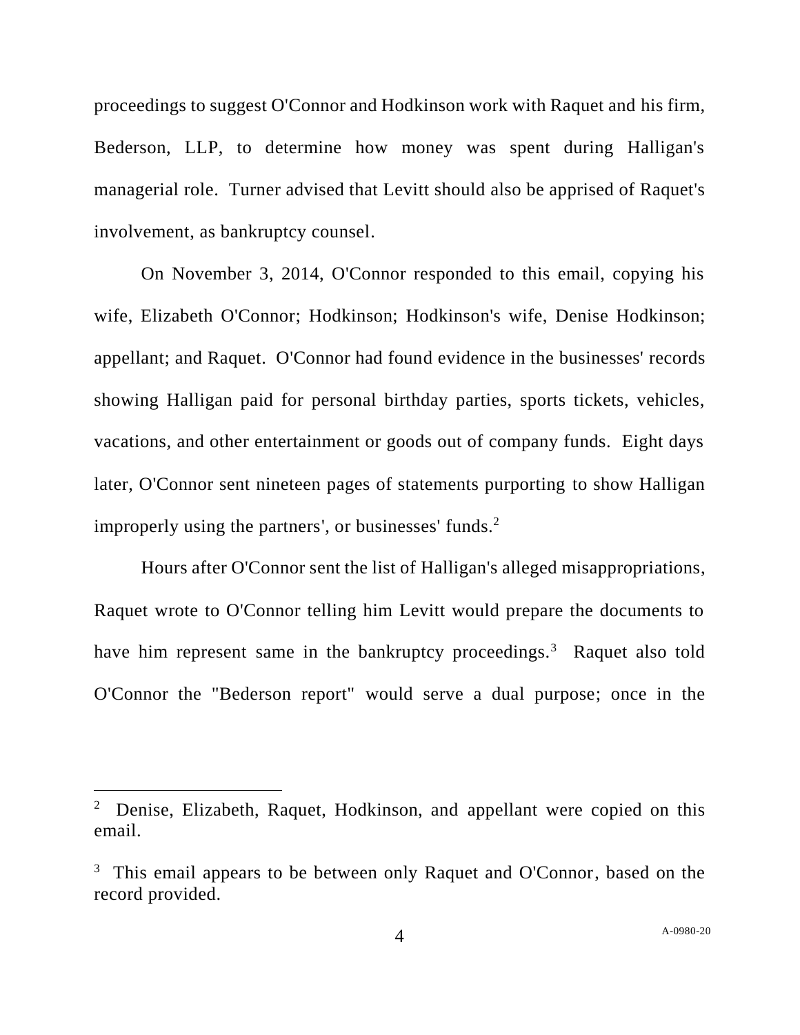proceedings to suggest O'Connor and Hodkinson work with Raquet and his firm, Bederson, LLP, to determine how money was spent during Halligan's managerial role. Turner advised that Levitt should also be apprised of Raquet's involvement, as bankruptcy counsel.

On November 3, 2014, O'Connor responded to this email, copying his wife, Elizabeth O'Connor; Hodkinson; Hodkinson's wife, Denise Hodkinson; appellant; and Raquet. O'Connor had found evidence in the businesses' records showing Halligan paid for personal birthday parties, sports tickets, vehicles, vacations, and other entertainment or goods out of company funds. Eight days later, O'Connor sent nineteen pages of statements purporting to show Halligan improperly using the partners', or businesses' funds.[2]

Hours after O'Connor sent the list of Halligan's alleged misappropriations, Raquet wrote to O'Connor telling him Levitt would prepare the documents to have him represent same in the bankruptcy proceedings.[3] Raquet also told O'Connor the "Bederson report" would serve a dual purpose; once in the

---

[2] Denise, Elizabeth, Raquet, Hodkinson, and appellant were copied on this email.

[3] This email appears to be between only Raquet and O'Connor, based on the record provided.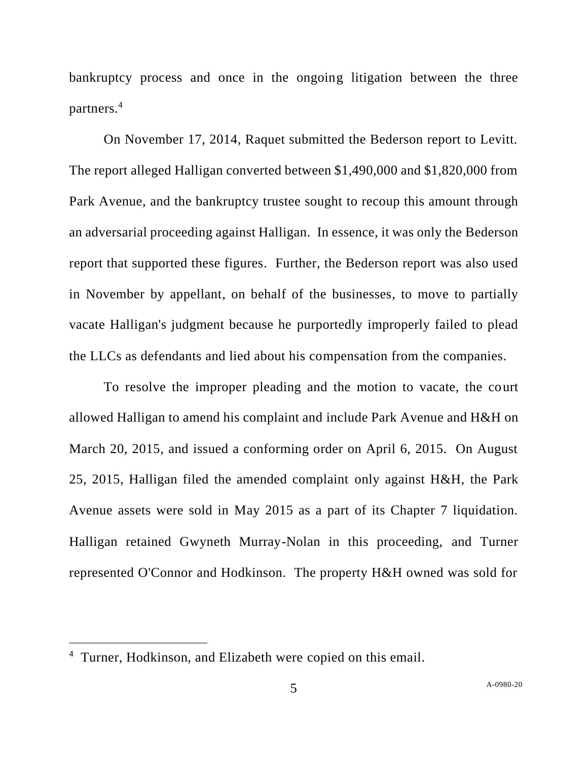bankruptcy process and once in the ongoing litigation between the three partners.[4]

On November 17, 2014, Raquet submitted the Bederson report to Levitt. The report alleged Halligan converted between $1,490,000 and $1,820,000 from Park Avenue, and the bankruptcy trustee sought to recoup this amount through an adversarial proceeding against Halligan. In essence, it was only the Bederson report that supported these figures. Further, the Bederson report was also used in November by appellant, on behalf of the businesses, to move to partially vacate Halligan's judgment because he purportedly improperly failed to plead the LLCs as defendants and lied about his compensation from the companies.

To resolve the improper pleading and the motion to vacate, the court allowed Halligan to amend his complaint and include Park Avenue and H&H on March 20, 2015, and issued a conforming order on April 6, 2015. On August 25, 2015, Halligan filed the amended complaint only against H&H, the Park Avenue assets were sold in May 2015 as a part of its Chapter 7 liquidation. Halligan retained Gwyneth Murray-Nolan in this proceeding, and Turner represented O'Connor and Hodkinson. The property H&H owned was sold for

---

[4] Turner, Hodkinson, and Elizabeth were copied on this email.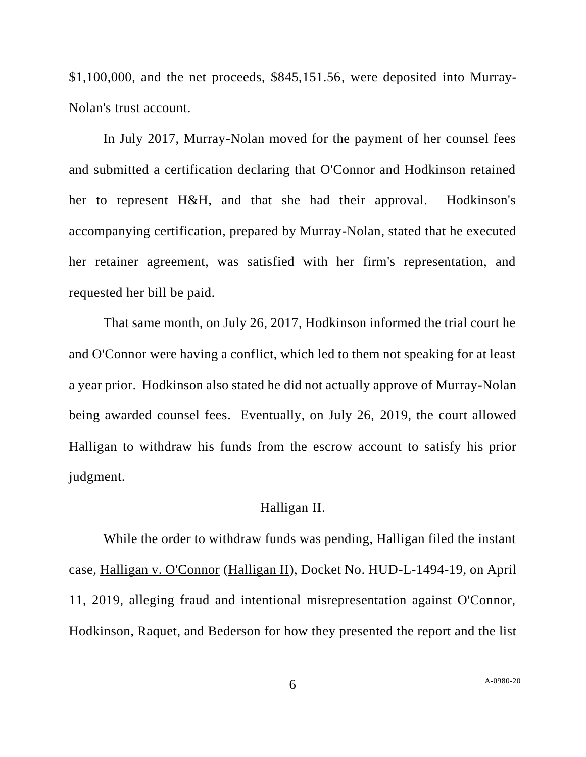$1,100,000, and the net proceeds, $845,151.56, were deposited into Murray-Nolan's trust account.

In July 2017, Murray-Nolan moved for the payment of her counsel fees and submitted a certification declaring that O'Connor and Hodkinson retained her to represent H&H, and that she had their approval. Hodkinson's accompanying certification, prepared by Murray-Nolan, stated that he executed her retainer agreement, was satisfied with her firm's representation, and requested her bill be paid.

That same month, on July 26, 2017, Hodkinson informed the trial court he and O'Connor were having a conflict, which led to them not speaking for at least a year prior. Hodkinson also stated he did not actually approve of Murray-Nolan being awarded counsel fees. Eventually, on July 26, 2019, the court allowed Halligan to withdraw his funds from the escrow account to satisfy his prior judgment.

Halligan II.

While the order to withdraw funds was pending, Halligan filed the instant case, Halligan v. O'Connor (Halligan II), Docket No. HUD-L-1494-19, on April 11, 2019, alleging fraud and intentional misrepresentation against O'Connor, Hodkinson, Raquet, and Bederson for how they presented the report and the list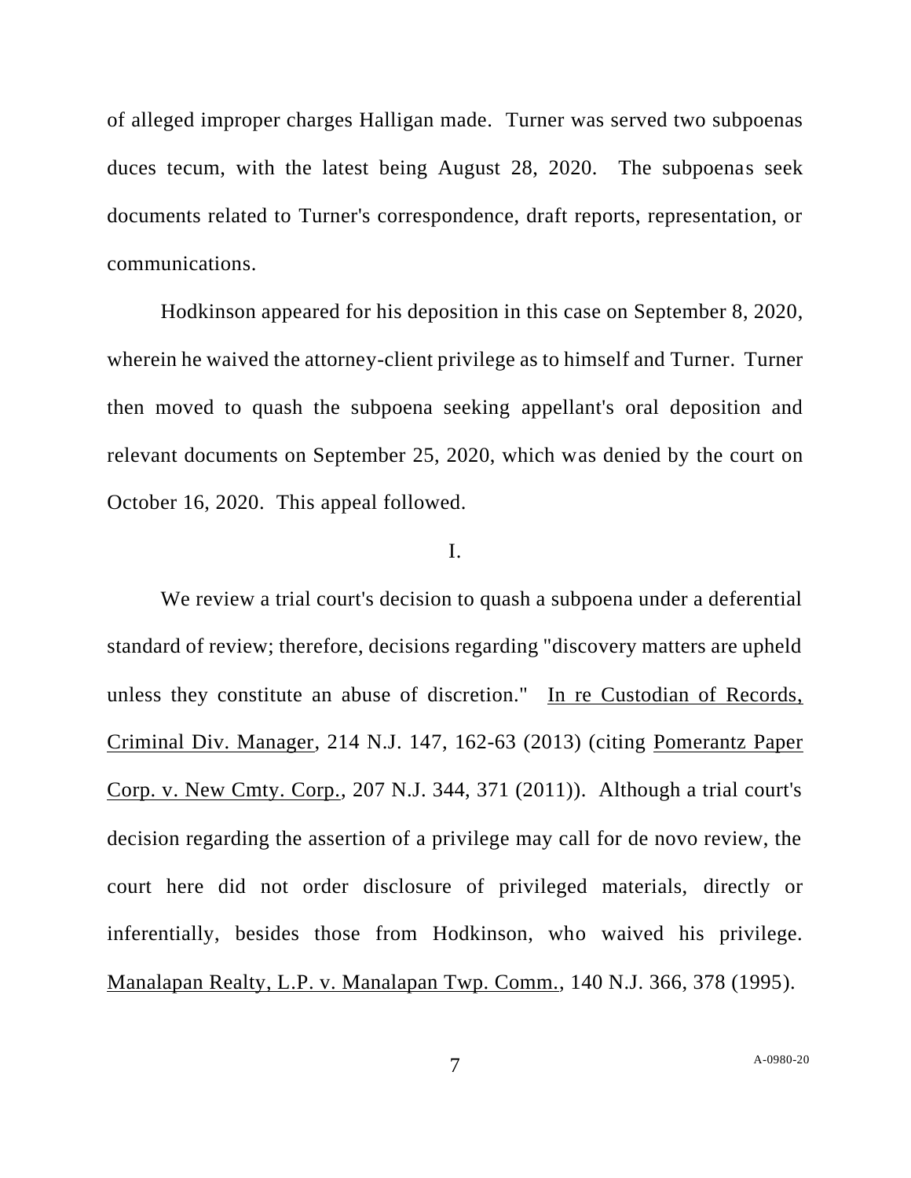of alleged improper charges Halligan made. Turner was served two subpoenas duces tecum, with the latest being August 28, 2020. The subpoenas seek documents related to Turner's correspondence, draft reports, representation, or communications.

Hodkinson appeared for his deposition in this case on September 8, 2020, wherein he waived the attorney-client privilege as to himself and Turner. Turner then moved to quash the subpoena seeking appellant's oral deposition and relevant documents on September 25, 2020, which was denied by the court on October 16, 2020. This appeal followed.

I.

We review a trial court's decision to quash a subpoena under a deferential standard of review; therefore, decisions regarding "discovery matters are upheld unless they constitute an abuse of discretion." In re Custodian of Records, Criminal Div. Manager, 214 N.J. 147, 162-63 (2013) (citing Pomerantz Paper Corp. v. New Cmty. Corp., 207 N.J. 344, 371 (2011)). Although a trial court's decision regarding the assertion of a privilege may call for de novo review, the court here did not order disclosure of privileged materials, directly or inferentially, besides those from Hodkinson, who waived his privilege. Manalapan Realty, L.P. v. Manalapan Twp. Comm., 140 N.J. 366, 378 (1995).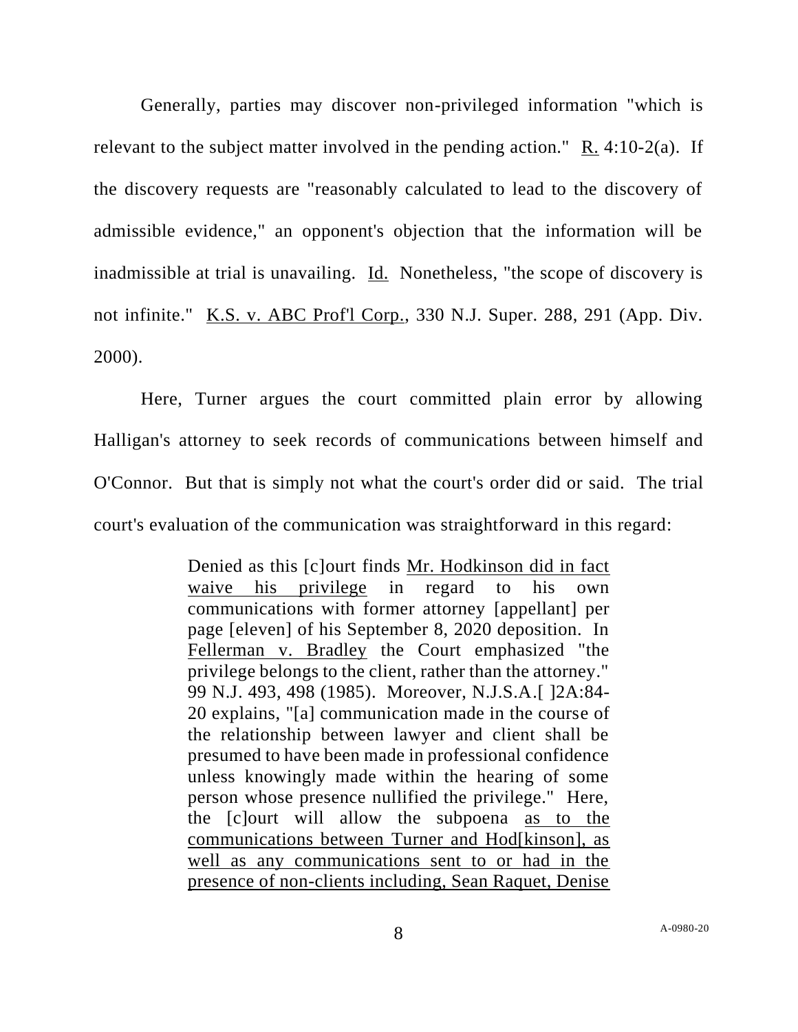Generally, parties may discover non-privileged information "which is relevant to the subject matter involved in the pending action." R. 4:10-2(a). If the discovery requests are "reasonably calculated to lead to the discovery of admissible evidence," an opponent's objection that the information will be inadmissible at trial is unavailing. Id. Nonetheless, "the scope of discovery is not infinite." K.S. v. ABC Prof'l Corp., 330 N.J. Super. 288, 291 (App. Div. 2000).

Here, Turner argues the court committed plain error by allowing Halligan's attorney to seek records of communications between himself and O'Connor. But that is simply not what the court's order did or said. The trial court's evaluation of the communication was straightforward in this regard:

> Denied as this [c]ourt finds Mr. Hodkinson did in fact waive his privilege in regard to his own communications with former attorney [appellant] per page [eleven] of his September 8, 2020 deposition. In Fellerman v. Bradley the Court emphasized "the privilege belongs to the client, rather than the attorney." 99 N.J. 493, 498 (1985). Moreover, N.J.S.A.[ ]2A:84-20 explains, "[a] communication made in the course of the relationship between lawyer and client shall be presumed to have been made in professional confidence unless knowingly made within the hearing of some person whose presence nullified the privilege." Here, the [c]ourt will allow the subpoena as to the communications between Turner and Hod[kinson], as well as any communications sent to or had in the presence of non-clients including, Sean Raquet, Denise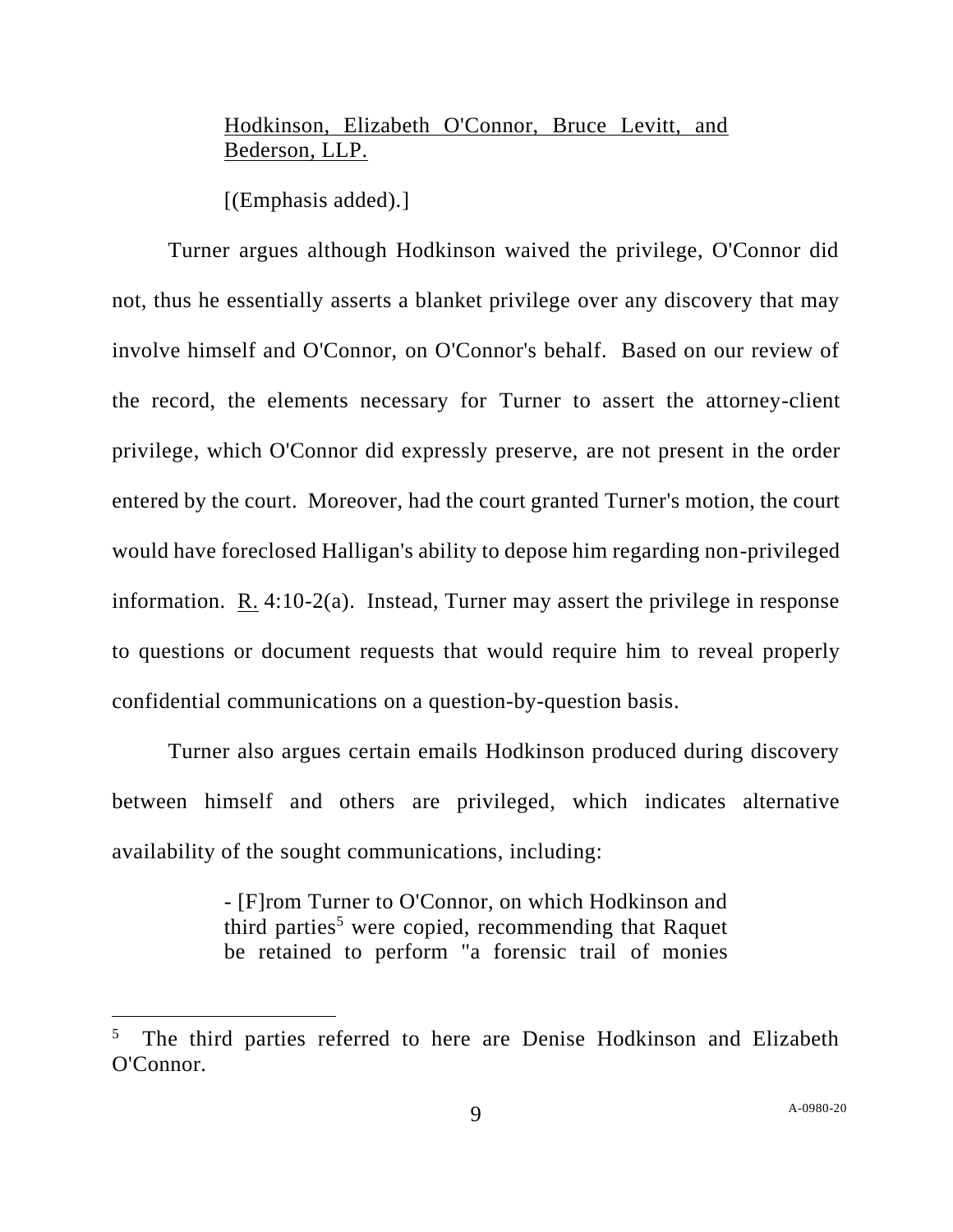> <u>Hodkinson, Elizabeth O'Connor, Bruce Levitt, and Bederson, LLP.</u>
>
> [(Emphasis added).]

Turner argues although Hodkinson waived the privilege, O'Connor did not, thus he essentially asserts a blanket privilege over any discovery that may involve himself and O'Connor, on O'Connor's behalf. Based on our review of the record, the elements necessary for Turner to assert the attorney-client privilege, which O'Connor did expressly preserve, are not present in the order entered by the court. Moreover, had the court granted Turner's motion, the court would have foreclosed Halligan's ability to depose him regarding non-privileged information. <u>R.</u> 4:10-2(a). Instead, Turner may assert the privilege in response to questions or document requests that would require him to reveal properly confidential communications on a question-by-question basis.

Turner also argues certain emails Hodkinson produced during discovery between himself and others are privileged, which indicates alternative availability of the sought communications, including:

> - [F]rom Turner to O'Connor, on which Hodkinson and third parties[5] were copied, recommending that Raquet be retained to perform "a forensic trail of monies

[5] The third parties referred to here are Denise Hodkinson and Elizabeth O'Connor.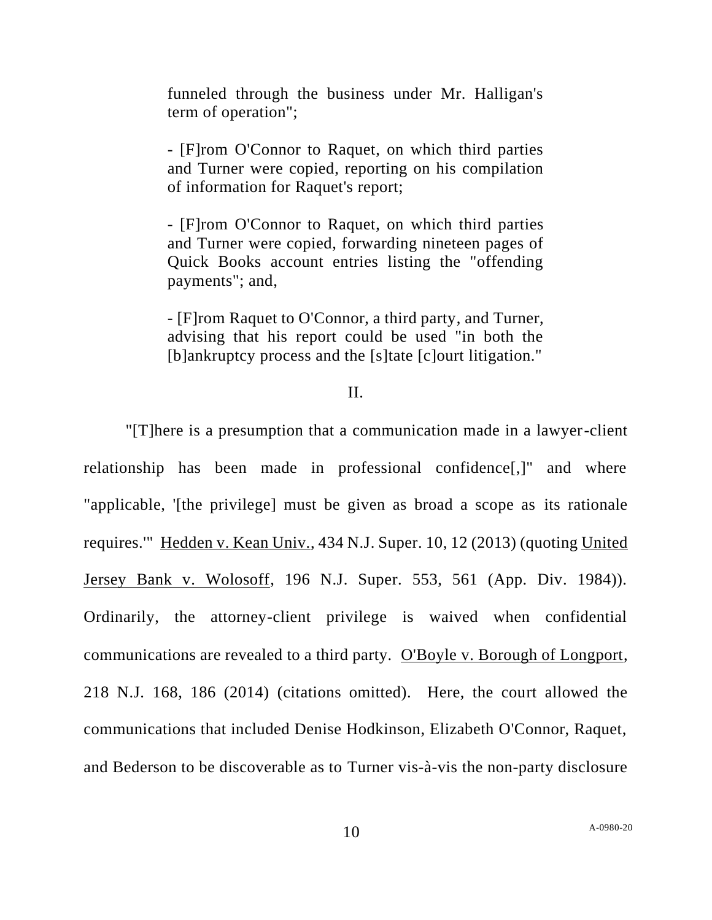funneled through the business under Mr. Halligan's term of operation";

- [F]rom O'Connor to Raquet, on which third parties and Turner were copied, reporting on his compilation of information for Raquet's report;

- [F]rom O'Connor to Raquet, on which third parties and Turner were copied, forwarding nineteen pages of Quick Books account entries listing the "offending payments"; and,

- [F]rom Raquet to O'Connor, a third party, and Turner, advising that his report could be used "in both the [b]ankruptcy process and the [s]tate [c]ourt litigation."

## II.

"[T]here is a presumption that a communication made in a lawyer-client relationship has been made in professional confidence[,]" and where "applicable, '[the privilege] must be given as broad a scope as its rationale requires.'" Hedden v. Kean Univ., 434 N.J. Super. 10, 12 (2013) (quoting United Jersey Bank v. Wolosoff, 196 N.J. Super. 553, 561 (App. Div. 1984)). Ordinarily, the attorney-client privilege is waived when confidential communications are revealed to a third party. O'Boyle v. Borough of Longport, 218 N.J. 168, 186 (2014) (citations omitted). Here, the court allowed the communications that included Denise Hodkinson, Elizabeth O'Connor, Raquet, and Bederson to be discoverable as to Turner vis-à-vis the non-party disclosure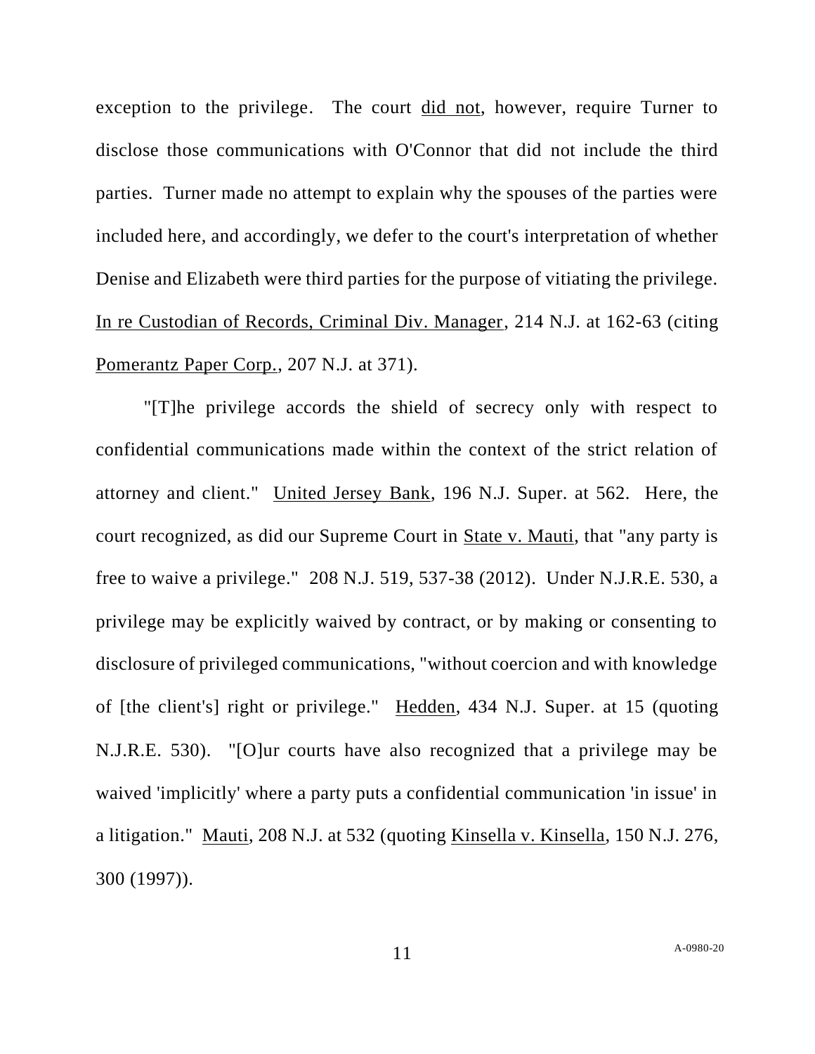exception to the privilege. The court did not, however, require Turner to disclose those communications with O'Connor that did not include the third parties. Turner made no attempt to explain why the spouses of the parties were included here, and accordingly, we defer to the court's interpretation of whether Denise and Elizabeth were third parties for the purpose of vitiating the privilege. In re Custodian of Records, Criminal Div. Manager, 214 N.J. at 162-63 (citing Pomerantz Paper Corp., 207 N.J. at 371).

"[T]he privilege accords the shield of secrecy only with respect to confidential communications made within the context of the strict relation of attorney and client." United Jersey Bank, 196 N.J. Super. at 562. Here, the court recognized, as did our Supreme Court in State v. Mauti, that "any party is free to waive a privilege." 208 N.J. 519, 537-38 (2012). Under N.J.R.E. 530, a privilege may be explicitly waived by contract, or by making or consenting to disclosure of privileged communications, "without coercion and with knowledge of [the client's] right or privilege." Hedden, 434 N.J. Super. at 15 (quoting N.J.R.E. 530). "[O]ur courts have also recognized that a privilege may be waived 'implicitly' where a party puts a confidential communication 'in issue' in a litigation." Mauti, 208 N.J. at 532 (quoting Kinsella v. Kinsella, 150 N.J. 276, 300 (1997)).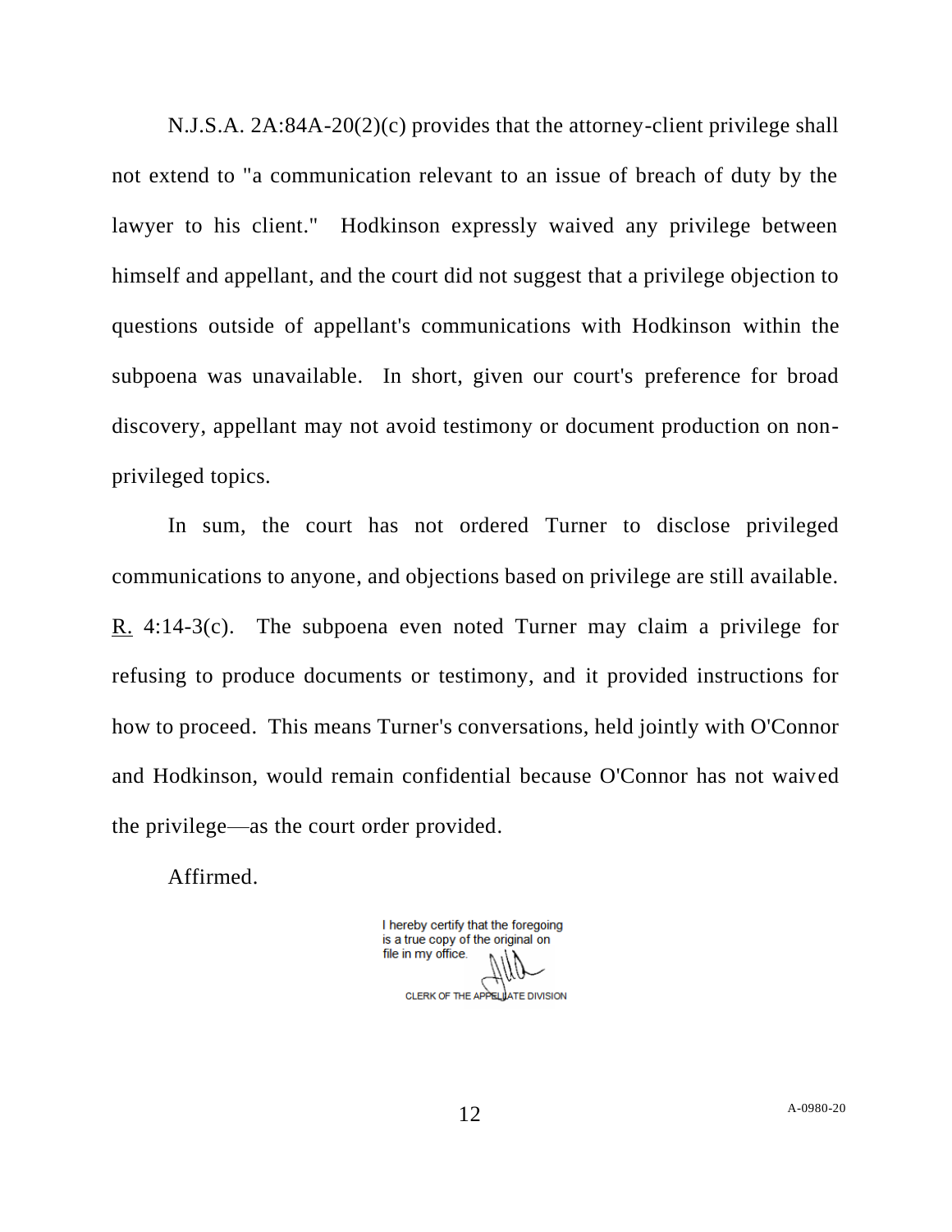N.J.S.A. 2A:84A-20(2)(c) provides that the attorney-client privilege shall not extend to "a communication relevant to an issue of breach of duty by the lawyer to his client." Hodkinson expressly waived any privilege between himself and appellant, and the court did not suggest that a privilege objection to questions outside of appellant's communications with Hodkinson within the subpoena was unavailable. In short, given our court's preference for broad discovery, appellant may not avoid testimony or document production on non-privileged topics.

In sum, the court has not ordered Turner to disclose privileged communications to anyone, and objections based on privilege are still available. R. 4:14-3(c). The subpoena even noted Turner may claim a privilege for refusing to produce documents or testimony, and it provided instructions for how to proceed. This means Turner's conversations, held jointly with O'Connor and Hodkinson, would remain confidential because O'Connor has not waived the privilege—as the court order provided.

Affirmed.

I hereby certify that the foregoing is a true copy of the original on file in my office.

CLERK OF THE APPELLATE DIVISION

A-0980-20